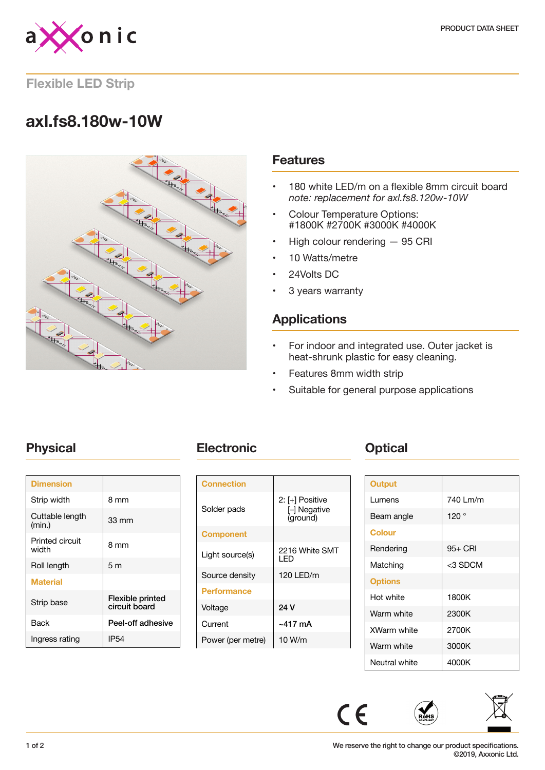PRODUCT DATA SHEET

## Flexible LED Strip

# axl.fs8.180w-10W

## Features

- 180 white LED/m on a flexible 8mm circuit board
  *note: replacement for axl.fs8.120w-10W*
- Colour Temperature Options:
  #1800K #2700K #3000K #4000K
- High colour rendering — 95 CRI
- 10 Watts/metre
- 24Volts DC
- 3 years warranty

## Applications

- For indoor and integrated use. Outer jacket is heat-shrunk plastic for easy cleaning.
- Features 8mm width strip
- Suitable for general purpose applications

## Physical

| Dimension | |
|---|---|
| Strip width | 8 mm |
| Cuttable length (min.) | 33 mm |
| Printed circuit width | 8 mm |
| Roll length | 5 m |
| **Material** | |
| Strip base | Flexible printed circuit board |
| Back | Peel-off adhesive |
| Ingress rating | IP54 |

## Electronic

| Connection | |
|---|---|
| Solder pads | 2: [+] Positive<br>[–] Negative (ground) |
| **Component** | |
| Light source(s) | 2216 White SMT LED |
| Source density | 120 LED/m |
| **Performance** | |
| Voltage | **24 V** |
| Current | **~417 mA** |
| Power (per metre) | 10 W/m |

## Optical

| Output | |
|---|---|
| Lumens | 740 Lm/m |
| Beam angle | 120 ° |
| **Colour** | |
| Rendering | 95+ CRI |
| Matching | <3 SDCM |
| **Options** | |
| Hot white | 1800K |
| Warm white | 2300K |
| XWarm white | 2700K |
| Warm white | 3000K |
| Neutral white | 4000K |

We reserve the right to change our product specifications.
©2019, Axxonic Ltd.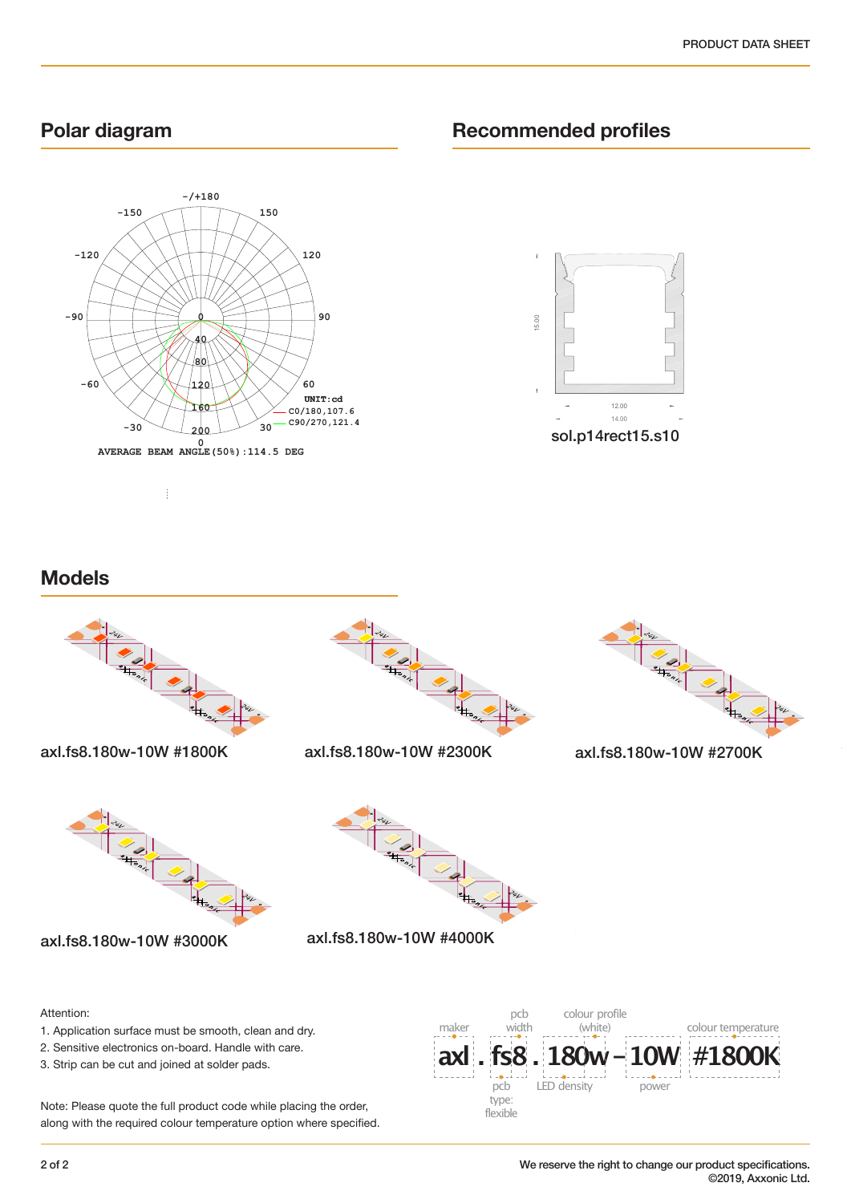## Polar diagram

-/+180
-150
150
-120
120
-90
90
-60
60
-30
30
0
0
40
80
120
160
200
UNIT:cd
C0/180,107.6
C90/270,121.4
AVERAGE BEAM ANGLE(50%):114.5 DEG

## Recommended profiles

15.00
12.00
14.00

sol.p14rect15.s10

## Models

axl.fs8.180w-10W #1800K

axl.fs8.180w-10W #2300K

axl.fs8.180w-10W #2700K

axl.fs8.180w-10W #3000K

axl.fs8.180w-10W #4000K

Attention:

1. Application surface must be smooth, clean and dry.
2. Sensitive electronics on-board. Handle with care.
3. Strip can be cut and joined at solder pads.

Note: Please quote the full product code while placing the order, along with the required colour temperature option where specified.

axl . fs8 . 180w – 10W #1800K

maker: axl
pcb width: 8 (fs8)
pcb type: flexible (fs)
colour profile (white): w
LED density: 180
power: 10W
colour temperature: #1800K

We reserve the right to change our product specifications.
©2019, Axxonic Ltd.